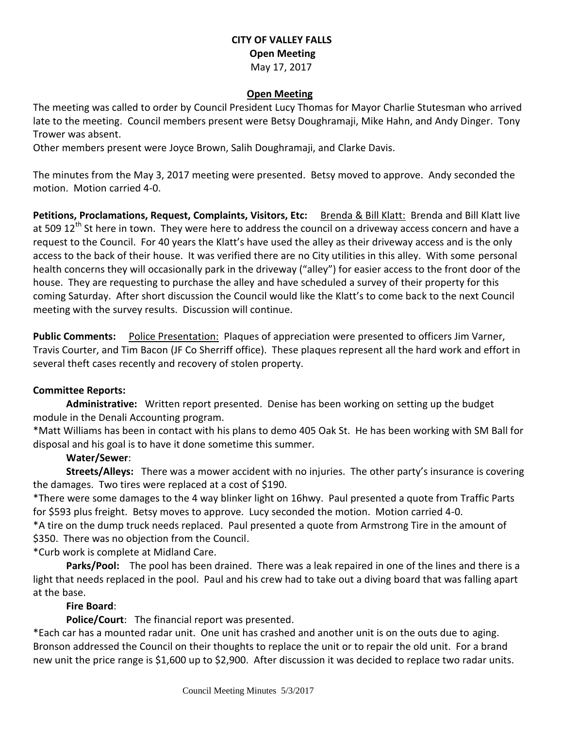**CITY OF VALLEY FALLS**
**Open Meeting**
May 17, 2017

**Open Meeting**

The meeting was called to order by Council President Lucy Thomas for Mayor Charlie Stutesman who arrived late to the meeting. Council members present were Betsy Doughramaji, Mike Hahn, and Andy Dinger. Tony Trower was absent.
Other members present were Joyce Brown, Salih Doughramaji, and Clarke Davis.

The minutes from the May 3, 2017 meeting were presented. Betsy moved to approve. Andy seconded the motion. Motion carried 4-0.

**Petitions, Proclamations, Request, Complaints, Visitors, Etc:** Brenda & Bill Klatt: Brenda and Bill Klatt live at 509 12th St here in town. They were here to address the council on a driveway access concern and have a request to the Council. For 40 years the Klatt's have used the alley as their driveway access and is the only access to the back of their house. It was verified there are no City utilities in this alley. With some personal health concerns they will occasionally park in the driveway ("alley") for easier access to the front door of the house. They are requesting to purchase the alley and have scheduled a survey of their property for this coming Saturday. After short discussion the Council would like the Klatt's to come back to the next Council meeting with the survey results. Discussion will continue.

**Public Comments:** Police Presentation: Plaques of appreciation were presented to officers Jim Varner, Travis Courter, and Tim Bacon (JF Co Sherriff office). These plaques represent all the hard work and effort in several theft cases recently and recovery of stolen property.

**Committee Reports:**

**Administrative:** Written report presented. Denise has been working on setting up the budget module in the Denali Accounting program.
*Matt Williams has been in contact with his plans to demo 405 Oak St. He has been working with SM Ball for disposal and his goal is to have it done sometime this summer.

**Water/Sewer**:

**Streets/Alleys:** There was a mower accident with no injuries. The other party's insurance is covering the damages. Two tires were replaced at a cost of $190.
*There were some damages to the 4 way blinker light on 16hwy. Paul presented a quote from Traffic Parts for $593 plus freight. Betsy moves to approve. Lucy seconded the motion. Motion carried 4-0.
*A tire on the dump truck needs replaced. Paul presented a quote from Armstrong Tire in the amount of $350. There was no objection from the Council.
*Curb work is complete at Midland Care.

**Parks/Pool:** The pool has been drained. There was a leak repaired in one of the lines and there is a light that needs replaced in the pool. Paul and his crew had to take out a diving board that was falling apart at the base.

**Fire Board**:

**Police/Court**: The financial report was presented.
*Each car has a mounted radar unit. One unit has crashed and another unit is on the outs due to aging. Bronson addressed the Council on their thoughts to replace the unit or to repair the old unit. For a brand new unit the price range is $1,600 up to $2,900. After discussion it was decided to replace two radar units.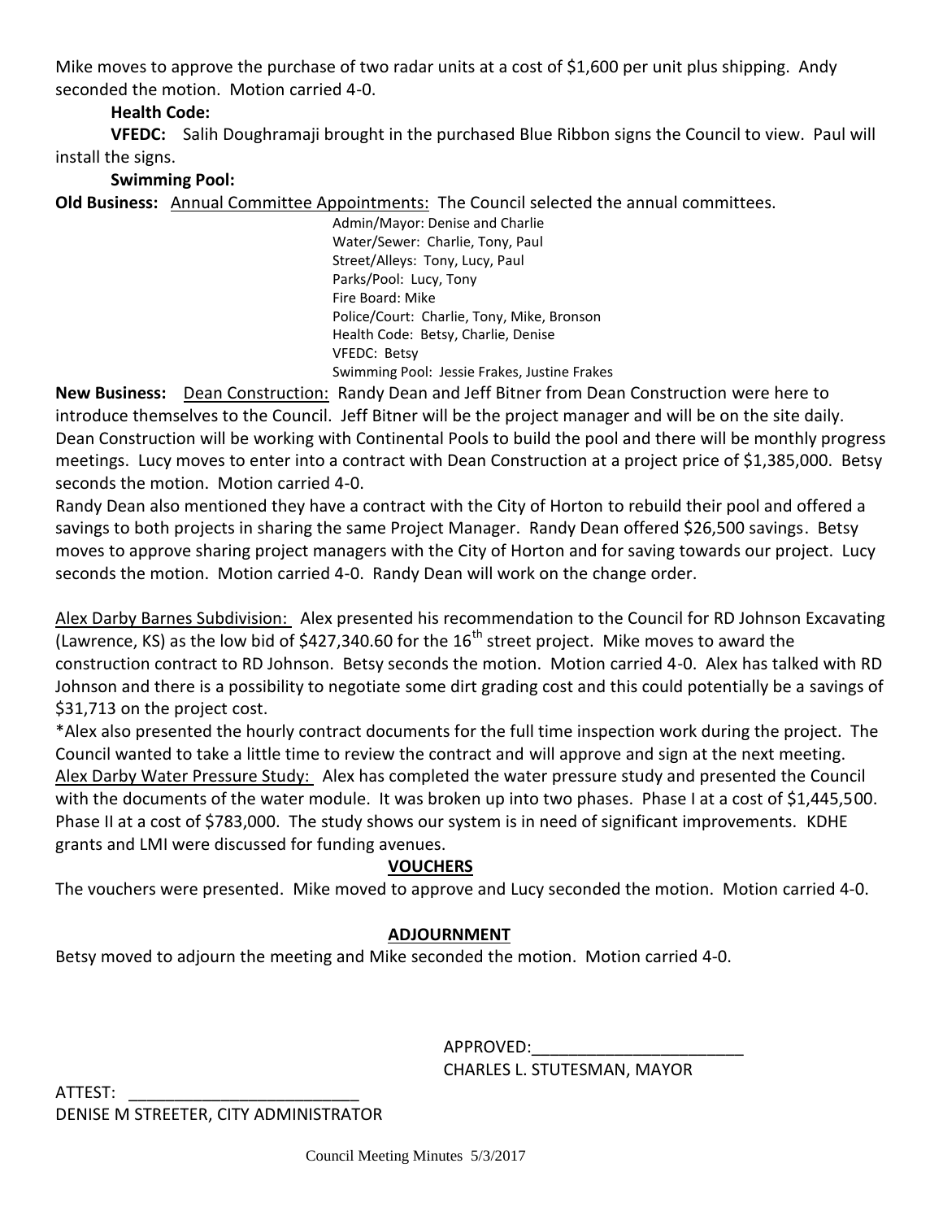Mike moves to approve the purchase of two radar units at a cost of $1,600 per unit plus shipping. Andy seconded the motion. Motion carried 4-0.

**Health Code:**

**VFEDC:** Salih Doughramaji brought in the purchased Blue Ribbon signs the Council to view. Paul will install the signs.

**Swimming Pool:**

**Old Business:** Annual Committee Appointments: The Council selected the annual committees.

Admin/Mayor: Denise and Charlie
Water/Sewer: Charlie, Tony, Paul
Street/Alleys: Tony, Lucy, Paul
Parks/Pool: Lucy, Tony
Fire Board: Mike
Police/Court: Charlie, Tony, Mike, Bronson
Health Code: Betsy, Charlie, Denise
VFEDC: Betsy
Swimming Pool: Jessie Frakes, Justine Frakes

**New Business:** Dean Construction: Randy Dean and Jeff Bitner from Dean Construction were here to introduce themselves to the Council. Jeff Bitner will be the project manager and will be on the site daily. Dean Construction will be working with Continental Pools to build the pool and there will be monthly progress meetings. Lucy moves to enter into a contract with Dean Construction at a project price of $1,385,000. Betsy seconds the motion. Motion carried 4-0.

Randy Dean also mentioned they have a contract with the City of Horton to rebuild their pool and offered a savings to both projects in sharing the same Project Manager. Randy Dean offered $26,500 savings. Betsy moves to approve sharing project managers with the City of Horton and for saving towards our project. Lucy seconds the motion. Motion carried 4-0. Randy Dean will work on the change order.

Alex Darby Barnes Subdivision: Alex presented his recommendation to the Council for RD Johnson Excavating (Lawrence, KS) as the low bid of $427,340.60 for the 16th street project. Mike moves to award the construction contract to RD Johnson. Betsy seconds the motion. Motion carried 4-0. Alex has talked with RD Johnson and there is a possibility to negotiate some dirt grading cost and this could potentially be a savings of $31,713 on the project cost.

*Alex also presented the hourly contract documents for the full time inspection work during the project. The Council wanted to take a little time to review the contract and will approve and sign at the next meeting.

Alex Darby Water Pressure Study: Alex has completed the water pressure study and presented the Council with the documents of the water module. It was broken up into two phases. Phase I at a cost of $1,445,500. Phase II at a cost of $783,000. The study shows our system is in need of significant improvements. KDHE grants and LMI were discussed for funding avenues.

**VOUCHERS**

The vouchers were presented. Mike moved to approve and Lucy seconded the motion. Motion carried 4-0.

**ADJOURNMENT**

Betsy moved to adjourn the meeting and Mike seconded the motion. Motion carried 4-0.

APPROVED:________________________
CHARLES L. STUTESMAN, MAYOR

ATTEST: __________________________
DENISE M STREETER, CITY ADMINISTRATOR